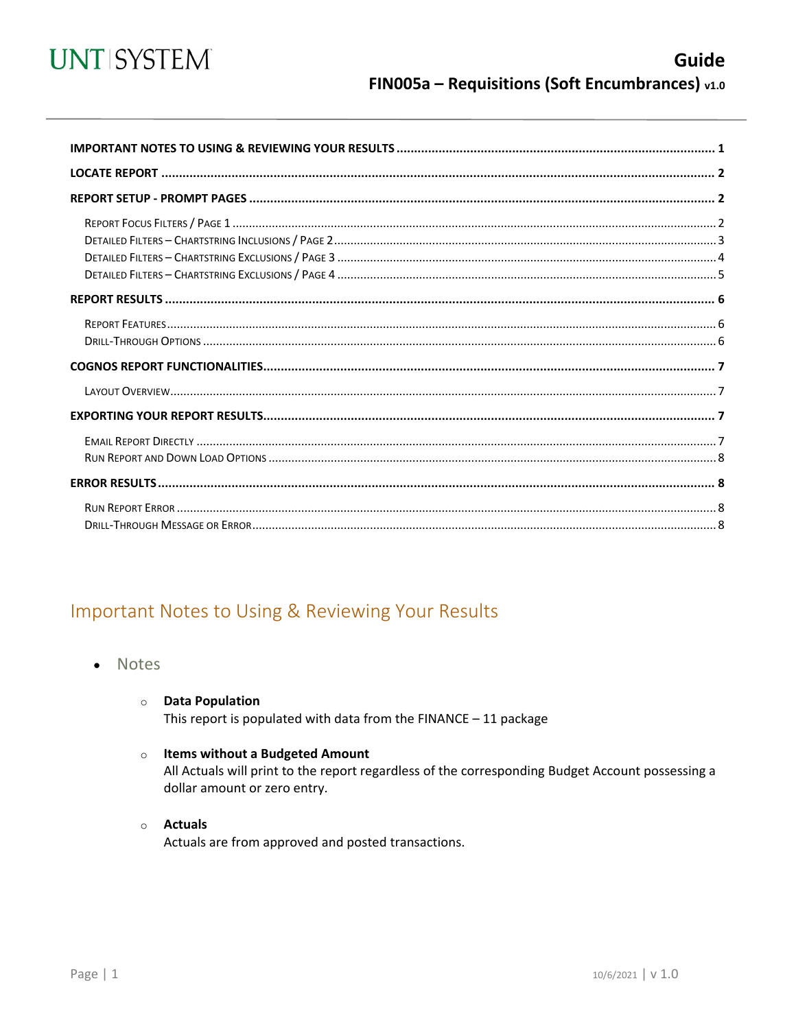UNT | SYSTEM

# Guide
## FIN005a – Requisitions (Soft Encumbrances) v1.0

**IMPORTANT NOTES TO USING & REVIEWING YOUR RESULTS** ........ 1
**LOCATE REPORT** ........ 2
**REPORT SETUP - PROMPT PAGES** ........ 2
- Report Focus Filters / Page 1 ........ 2
- Detailed Filters – Chartstring Inclusions / Page 2 ........ 3
- Detailed Filters – Chartstring Exclusions / Page 3 ........ 4
- Detailed Filters – Chartstring Exclusions / Page 4 ........ 5

**REPORT RESULTS** ........ 6
- Report Features ........ 6
- Drill-Through Options ........ 6

**COGNOS REPORT FUNCTIONALITIES** ........ 7
- Layout Overview ........ 7

**EXPORTING YOUR REPORT RESULTS** ........ 7
- Email Report Directly ........ 7
- Run Report and Down Load Options ........ 8

**ERROR RESULTS** ........ 8
- Run Report Error ........ 8
- Drill-Through Message or Error ........ 8

## Important Notes to Using & Reviewing Your Results

- Notes
  - **Data Population**
    This report is populated with data from the FINANCE – 11 package
  - **Items without a Budgeted Amount**
    All Actuals will print to the report regardless of the corresponding Budget Account possessing a dollar amount or zero entry.
  - **Actuals**
    Actuals are from approved and posted transactions.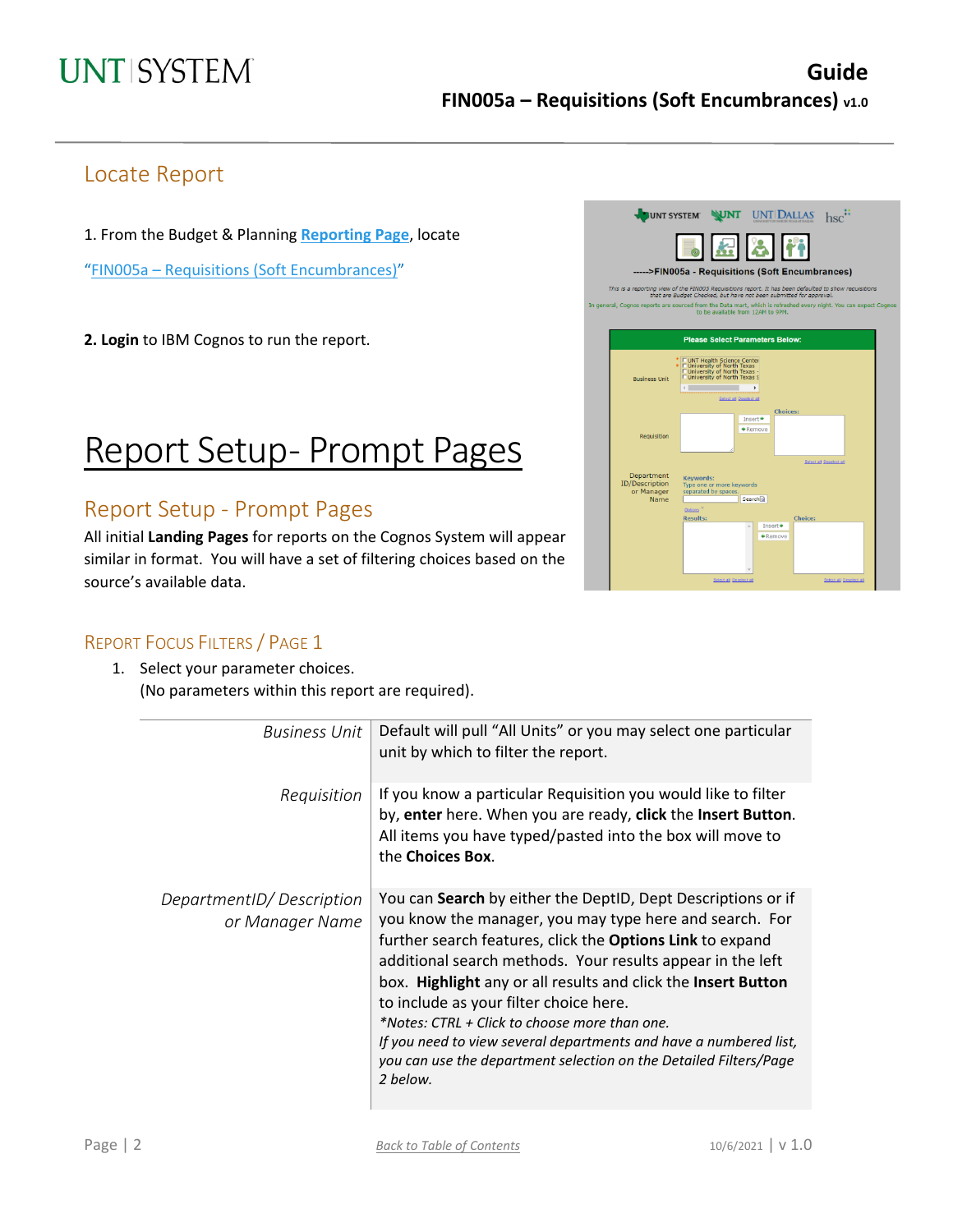## Locate Report

1. From the Budget & Planning **Reporting Page**, locate "FIN005a – Requisitions (Soft Encumbrances)"

**2. Login** to IBM Cognos to run the report.

# Report Setup- Prompt Pages

## Report Setup - Prompt Pages

All initial **Landing Pages** for reports on the Cognos System will appear similar in format. You will have a set of filtering choices based on the source's available data.

### Report Focus Filters / Page 1

1. Select your parameter choices.
   (No parameters within this report are required).

| | |
|---|---|
| *Business Unit* | Default will pull "All Units" or you may select one particular unit by which to filter the report. |
| *Requisition* | If you know a particular Requisition you would like to filter by, **enter** here. When you are ready, **click** the **Insert Button**. All items you have typed/pasted into the box will move to the **Choices Box**. |
| *DepartmentID/ Description or Manager Name* | You can **Search** by either the DeptID, Dept Descriptions or if you know the manager, you may type here and search. For further search features, click the **Options Link** to expand additional search methods. Your results appear in the left box. **Highlight** any or all results and click the **Insert Button** to include as your filter choice here. *\*Notes: CTRL + Click to choose more than one. If you need to view several departments and have a numbered list, you can use the department selection on the Detailed Filters/Page 2 below.* |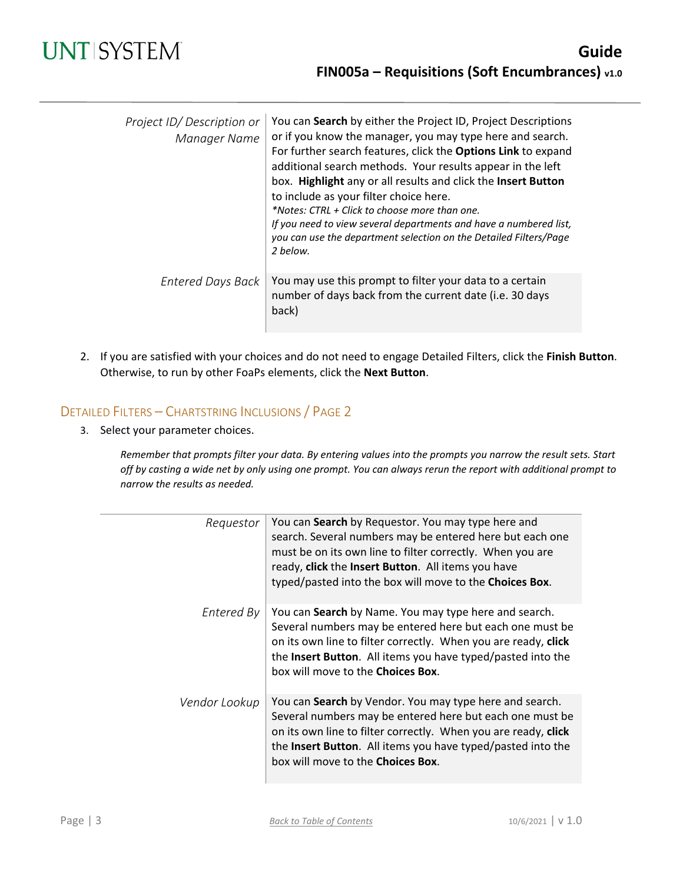| | |
|---|---|
| *Project ID/ Description or Manager Name* | You can **Search** by either the Project ID, Project Descriptions or if you know the manager, you may type here and search. For further search features, click the **Options Link** to expand additional search methods. Your results appear in the left box. **Highlight** any or all results and click the **Insert Button** to include as your filter choice here.<br>*\*Notes: CTRL + Click to choose more than one.*<br>*If you need to view several departments and have a numbered list, you can use the department selection on the Detailed Filters/Page 2 below.* |
| *Entered Days Back* | You may use this prompt to filter your data to a certain number of days back from the current date (i.e. 30 days back) |

2. If you are satisfied with your choices and do not need to engage Detailed Filters, click the **Finish Button**. Otherwise, to run by other FoaPs elements, click the **Next Button**.

## Detailed Filters – Chartstring Inclusions / Page 2

3. Select your parameter choices.

*Remember that prompts filter your data. By entering values into the prompts you narrow the result sets. Start off by casting a wide net by only using one prompt. You can always rerun the report with additional prompt to narrow the results as needed.*

| | |
|---|---|
| *Requestor* | You can **Search** by Requestor. You may type here and search. Several numbers may be entered here but each one must be on its own line to filter correctly. When you are ready, **click** the **Insert Button**. All items you have typed/pasted into the box will move to the **Choices Box**. |
| *Entered By* | You can **Search** by Name. You may type here and search. Several numbers may be entered here but each one must be on its own line to filter correctly. When you are ready, **click** the **Insert Button**. All items you have typed/pasted into the box will move to the **Choices Box**. |
| *Vendor Lookup* | You can **Search** by Vendor. You may type here and search. Several numbers may be entered here but each one must be on its own line to filter correctly. When you are ready, **click** the **Insert Button**. All items you have typed/pasted into the box will move to the **Choices Box**. |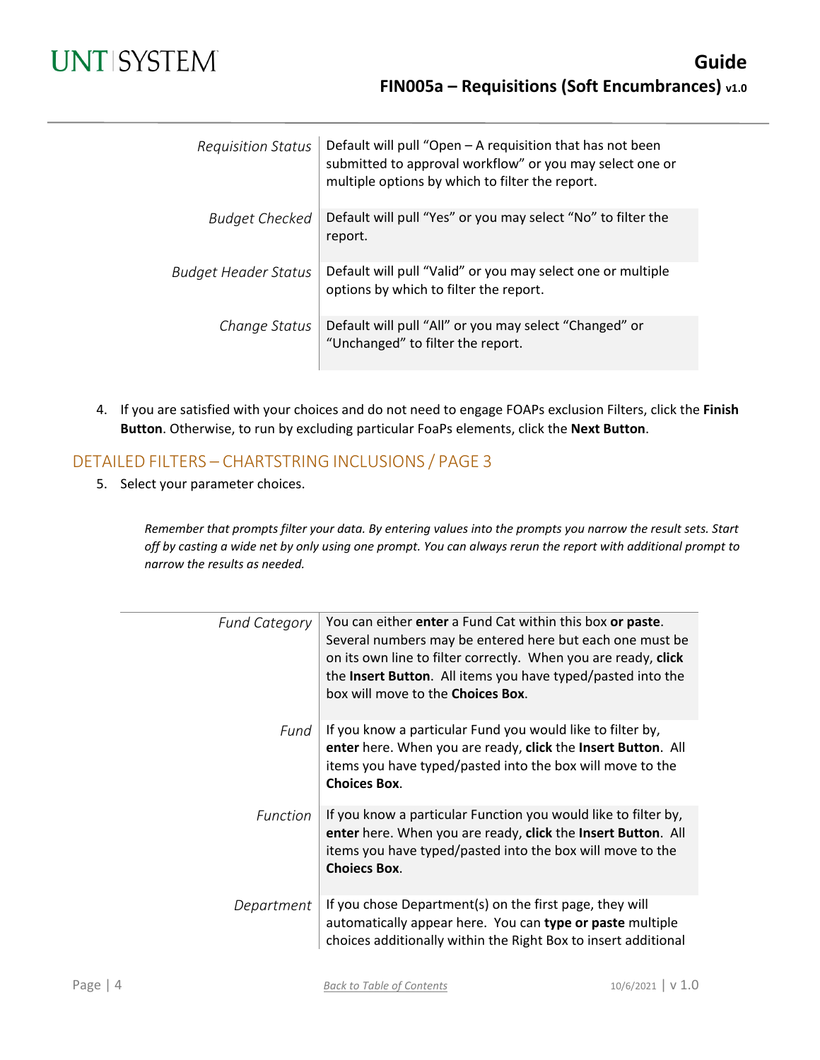| | |
|---|---|
| *Requisition Status* | Default will pull "Open – A requisition that has not been submitted to approval workflow" or you may select one or multiple options by which to filter the report. |
| *Budget Checked* | Default will pull "Yes" or you may select "No" to filter the report. |
| *Budget Header Status* | Default will pull "Valid" or you may select one or multiple options by which to filter the report. |
| *Change Status* | Default will pull "All" or you may select "Changed" or "Unchanged" to filter the report. |

4. If you are satisfied with your choices and do not need to engage FOAPs exclusion Filters, click the **Finish Button**. Otherwise, to run by excluding particular FoaPs elements, click the **Next Button**.

## DETAILED FILTERS – CHARTSTRING INCLUSIONS / PAGE 3

5. Select your parameter choices.

*Remember that prompts filter your data. By entering values into the prompts you narrow the result sets. Start off by casting a wide net by only using one prompt. You can always rerun the report with additional prompt to narrow the results as needed.*

| | |
|---|---|
| *Fund Category* | You can either **enter** a Fund Cat within this box **or paste**. Several numbers may be entered here but each one must be on its own line to filter correctly. When you are ready, **click** the **Insert Button**. All items you have typed/pasted into the box will move to the **Choices Box**. |
| *Fund* | If you know a particular Fund you would like to filter by, **enter** here. When you are ready, **click** the **Insert Button**. All items you have typed/pasted into the box will move to the **Choices Box**. |
| *Function* | If you know a particular Function you would like to filter by, **enter** here. When you are ready, **click** the **Insert Button**. All items you have typed/pasted into the box will move to the **Choiecs Box**. |
| *Department* | If you chose Department(s) on the first page, they will automatically appear here. You can **type or paste** multiple choices additionally within the Right Box to insert additional |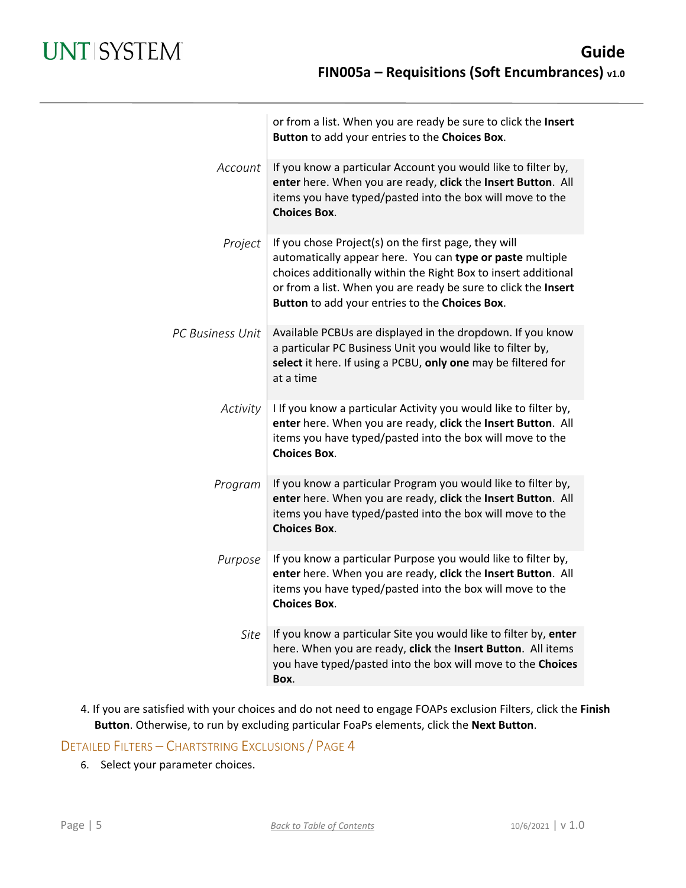| | |
|---|---|
| | or from a list. When you are ready be sure to click the **Insert Button** to add your entries to the **Choices Box**. |
| *Account* | If you know a particular Account you would like to filter by, **enter** here. When you are ready, **click** the **Insert Button**. All items you have typed/pasted into the box will move to the **Choices Box**. |
| *Project* | If you chose Project(s) on the first page, they will automatically appear here. You can **type or paste** multiple choices additionally within the Right Box to insert additional or from a list. When you are ready be sure to click the **Insert Button** to add your entries to the **Choices Box**. |
| *PC Business Unit* | Available PCBUs are displayed in the dropdown. If you know a particular PC Business Unit you would like to filter by, **select** it here. If using a PCBU, **only one** may be filtered for at a time |
| *Activity* | I If you know a particular Activity you would like to filter by, **enter** here. When you are ready, **click** the **Insert Button**. All items you have typed/pasted into the box will move to the **Choices Box**. |
| *Program* | If you know a particular Program you would like to filter by, **enter** here. When you are ready, **click** the **Insert Button**. All items you have typed/pasted into the box will move to the **Choices Box**. |
| *Purpose* | If you know a particular Purpose you would like to filter by, **enter** here. When you are ready, **click** the **Insert Button**. All items you have typed/pasted into the box will move to the **Choices Box**. |
| *Site* | If you know a particular Site you would like to filter by, **enter** here. When you are ready, **click** the **Insert Button**. All items you have typed/pasted into the box will move to the **Choices Box**. |

4. If you are satisfied with your choices and do not need to engage FOAPs exclusion Filters, click the **Finish Button**. Otherwise, to run by excluding particular FoaPs elements, click the **Next Button**.

## Detailed Filters – Chartstring Exclusions / Page 4

6. Select your parameter choices.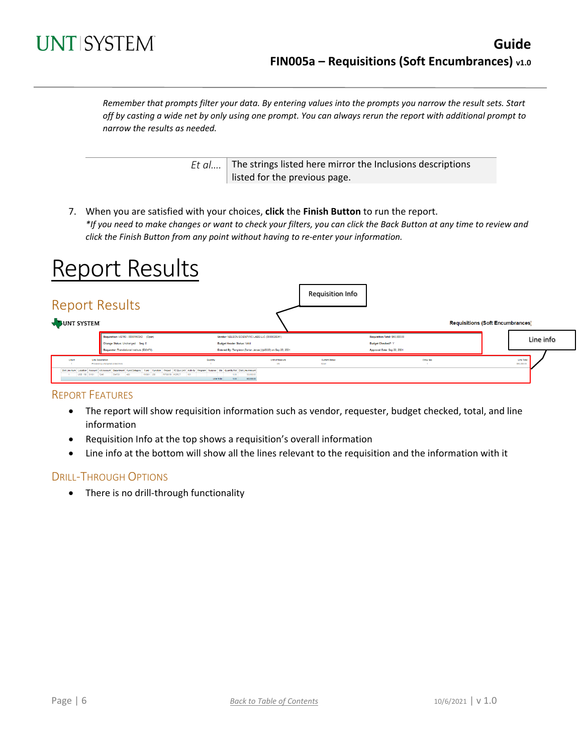*Remember that prompts filter your data. By entering values into the prompts you narrow the result sets. Start off by casting a wide net by only using one prompt. You can always rerun the report with additional prompt to narrow the results as needed.*

| *Et al....* | The strings listed here mirror the Inclusions descriptions listed for the previous page. |
|---|---|

7. When you are satisfied with your choices, **click** the **Finish Button** to run the report.
   *\*If you need to make changes or want to check your filters, you can click the Back Button at any time to review and click the Finish Button from any point without having to re-enter your information.*

# Report Results

## Report Results

### Report Features

- The report will show requisition information such as vendor, requester, budget checked, total, and line information
- Requisition Info at the top shows a requisition's overall information
- Line info at the bottom will show all the lines relevant to the requisition and the information with it

### Drill-Through Options

- There is no drill-through functionality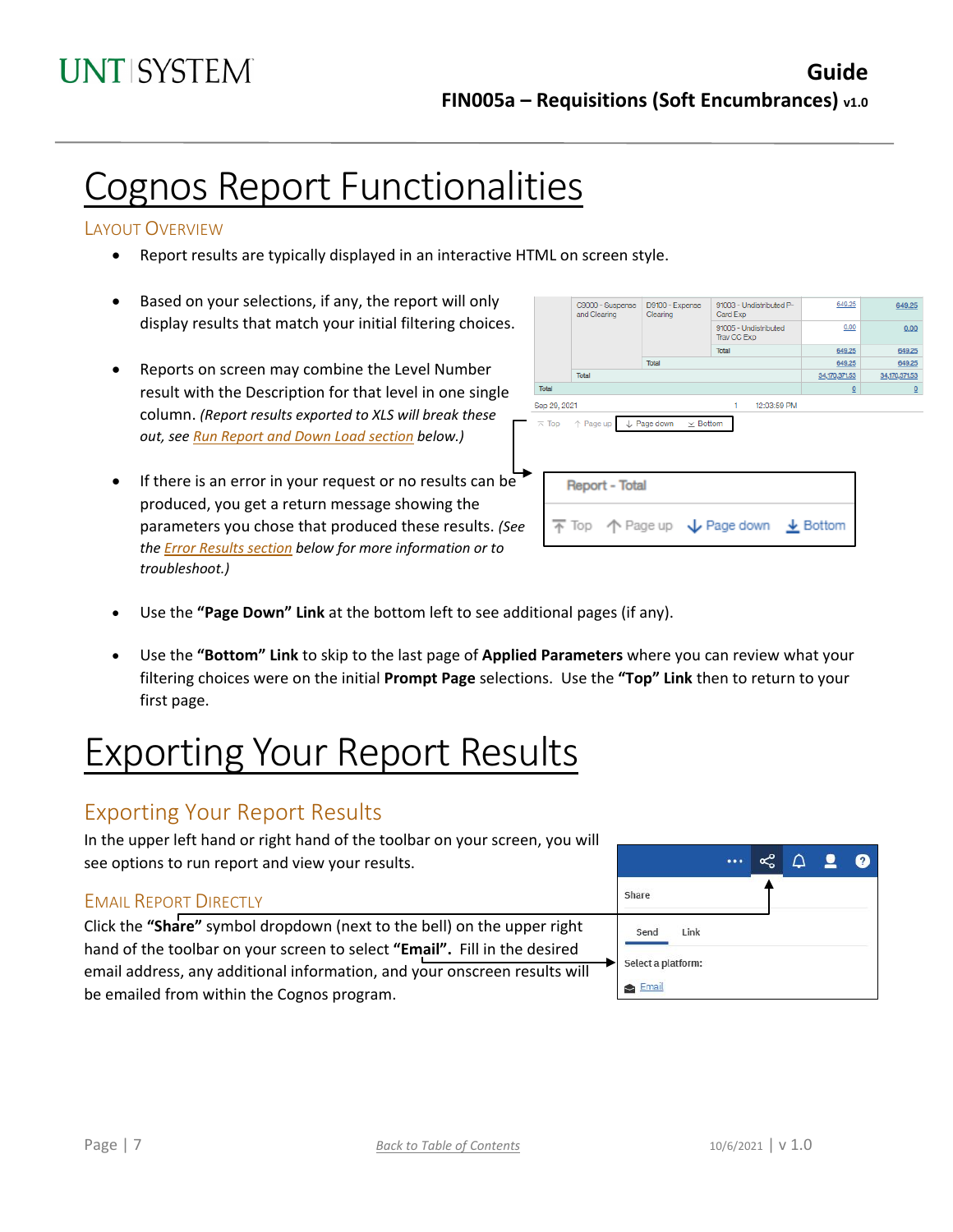# Cognos Report Functionalities

## Layout Overview

- Report results are typically displayed in an interactive HTML on screen style.
- Based on your selections, if any, the report will only display results that match your initial filtering choices.
- Reports on screen may combine the Level Number result with the Description for that level in one single column. *(Report results exported to XLS will break these out, see Run Report and Down Load section below.)*
- If there is an error in your request or no results can be produced, you get a return message showing the parameters you chose that produced these results. *(See the Error Results section below for more information or to troubleshoot.)*
- Use the **"Page Down" Link** at the bottom left to see additional pages (if any).
- Use the **"Bottom" Link** to skip to the last page of **Applied Parameters** where you can review what your filtering choices were on the initial **Prompt Page** selections. Use the **"Top" Link** then to return to your first page.

# Exporting Your Report Results

## Exporting Your Report Results

In the upper left hand or right hand of the toolbar on your screen, you will see options to run report and view your results.

### Email Report Directly

Click the **"Share"** symbol dropdown (next to the bell) on the upper right hand of the toolbar on your screen to select **"Email"**. Fill in the desired email address, any additional information, and your onscreen results will be emailed from within the Cognos program.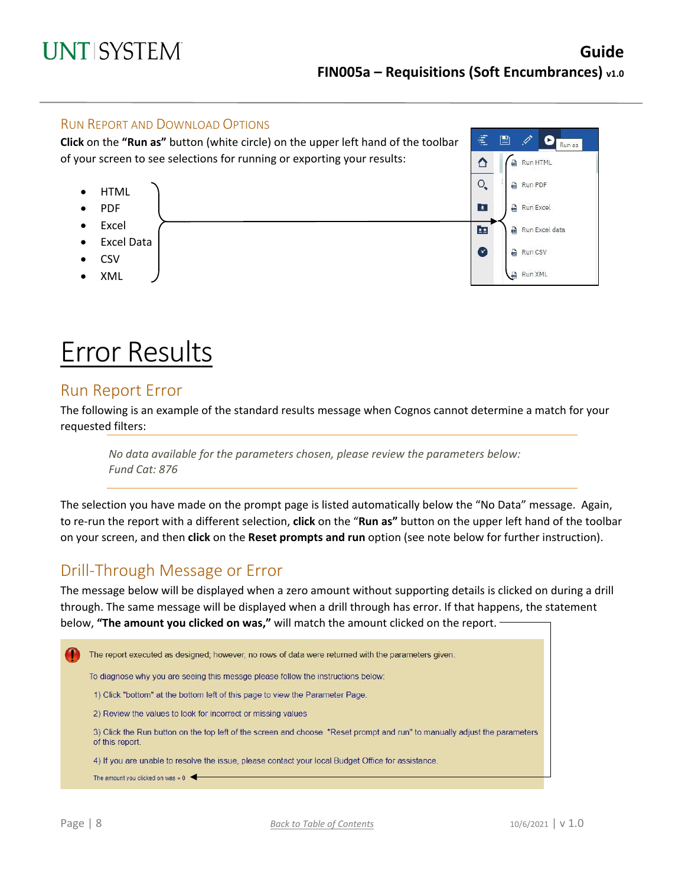## Run Report and Download Options

**Click** on the **"Run as"** button (white circle) on the upper left hand of the toolbar of your screen to see selections for running or exporting your results:

- HTML
- PDF
- Excel
- Excel Data
- CSV
- XML

Run as

Run HTML

Run PDF

Run Excel

Run Excel data

Run CSV

Run XML

# Error Results

## Run Report Error

The following is an example of the standard results message when Cognos cannot determine a match for your requested filters:

*No data available for the parameters chosen, please review the parameters below:*
*Fund Cat: 876*

The selection you have made on the prompt page is listed automatically below the "No Data" message. Again, to re-run the report with a different selection, **click** on the "**Run as"** button on the upper left hand of the toolbar on your screen, and then **click** on the **Reset prompts and run** option (see note below for further instruction).

## Drill-Through Message or Error

The message below will be displayed when a zero amount without supporting details is clicked on during a drill through. The same message will be displayed when a drill through has error. If that happens, the statement below, **"The amount you clicked on was,"** will match the amount clicked on the report.

The report executed as designed; however, no rows of data were returned with the parameters given.

To diagnose why you are seeing this messge please follow the instructions below:

1) Click "bottom" at the bottom left of this page to view the Parameter Page.

2) Review the values to look for incorrect or missing values

3) Click the Run button on the top left of the screen and choose "Reset prompt and run" to manually adjust the parameters of this report.

4) If you are unable to resolve the issue, please contact your local Budget Office for assistance.

The amount you clicked on was = 0

[Back to Table of Contents](#)